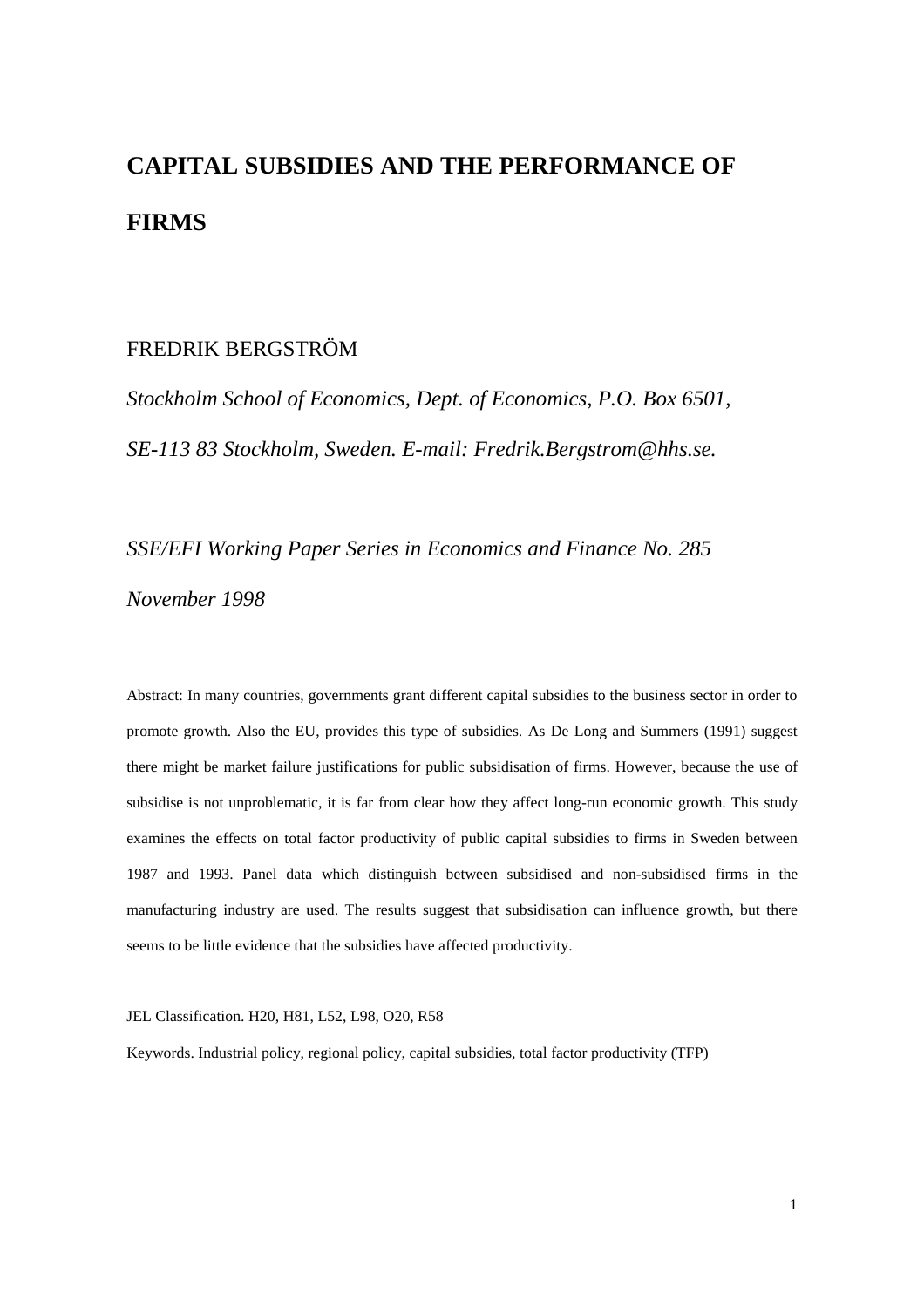# CAPITAL SUBSIDIES AND THE PERFORMANCE OF FIRMS

FREDRIK BERGSTRÖM

*Stockholm School of Economics, Dept. of Economics, P.O. Box 6501, SE-113 83 Stockholm, Sweden. E-mail: Fredrik.Bergstrom@hhs.se.*

*SSE/EFI Working Paper Series in Economics and Finance No. 285*

*November 1998*

Abstract: In many countries, governments grant different capital subsidies to the business sector in order to promote growth. Also the EU, provides this type of subsidies. As De Long and Summers (1991) suggest there might be market failure justifications for public subsidisation of firms. However, because the use of subsidise is not unproblematic, it is far from clear how they affect long-run economic growth. This study examines the effects on total factor productivity of public capital subsidies to firms in Sweden between 1987 and 1993. Panel data which distinguish between subsidised and non-subsidised firms in the manufacturing industry are used. The results suggest that subsidisation can influence growth, but there seems to be little evidence that the subsidies have affected productivity.

JEL Classification. H20, H81, L52, L98, O20, R58

Keywords. Industrial policy, regional policy, capital subsidies, total factor productivity (TFP)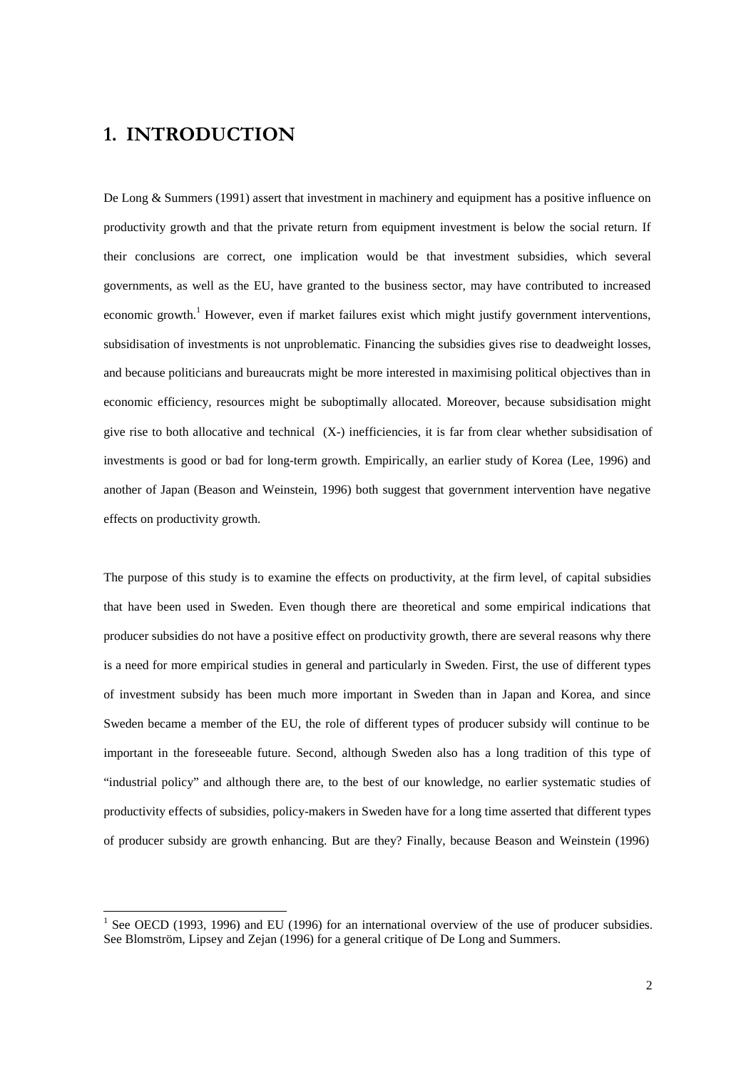# 1. INTRODUCTION

De Long & Summers (1991) assert that investment in machinery and equipment has a positive influence on productivity growth and that the private return from equipment investment is below the social return. If their conclusions are correct, one implication would be that investment subsidies, which several governments, as well as the EU, have granted to the business sector, may have contributed to increased economic growth.[1] However, even if market failures exist which might justify government interventions, subsidisation of investments is not unproblematic. Financing the subsidies gives rise to deadweight losses, and because politicians and bureaucrats might be more interested in maximising political objectives than in economic efficiency, resources might be suboptimally allocated. Moreover, because subsidisation might give rise to both allocative and technical (X-) inefficiencies, it is far from clear whether subsidisation of investments is good or bad for long-term growth. Empirically, an earlier study of Korea (Lee, 1996) and another of Japan (Beason and Weinstein, 1996) both suggest that government intervention have negative effects on productivity growth.

The purpose of this study is to examine the effects on productivity, at the firm level, of capital subsidies that have been used in Sweden. Even though there are theoretical and some empirical indications that producer subsidies do not have a positive effect on productivity growth, there are several reasons why there is a need for more empirical studies in general and particularly in Sweden. First, the use of different types of investment subsidy has been much more important in Sweden than in Japan and Korea, and since Sweden became a member of the EU, the role of different types of producer subsidy will continue to be important in the foreseeable future. Second, although Sweden also has a long tradition of this type of "industrial policy" and although there are, to the best of our knowledge, no earlier systematic studies of productivity effects of subsidies, policy-makers in Sweden have for a long time asserted that different types of producer subsidy are growth enhancing. But are they? Finally, because Beason and Weinstein (1996)

[1] See OECD (1993, 1996) and EU (1996) for an international overview of the use of producer subsidies. See Blomström, Lipsey and Zejan (1996) for a general critique of De Long and Summers.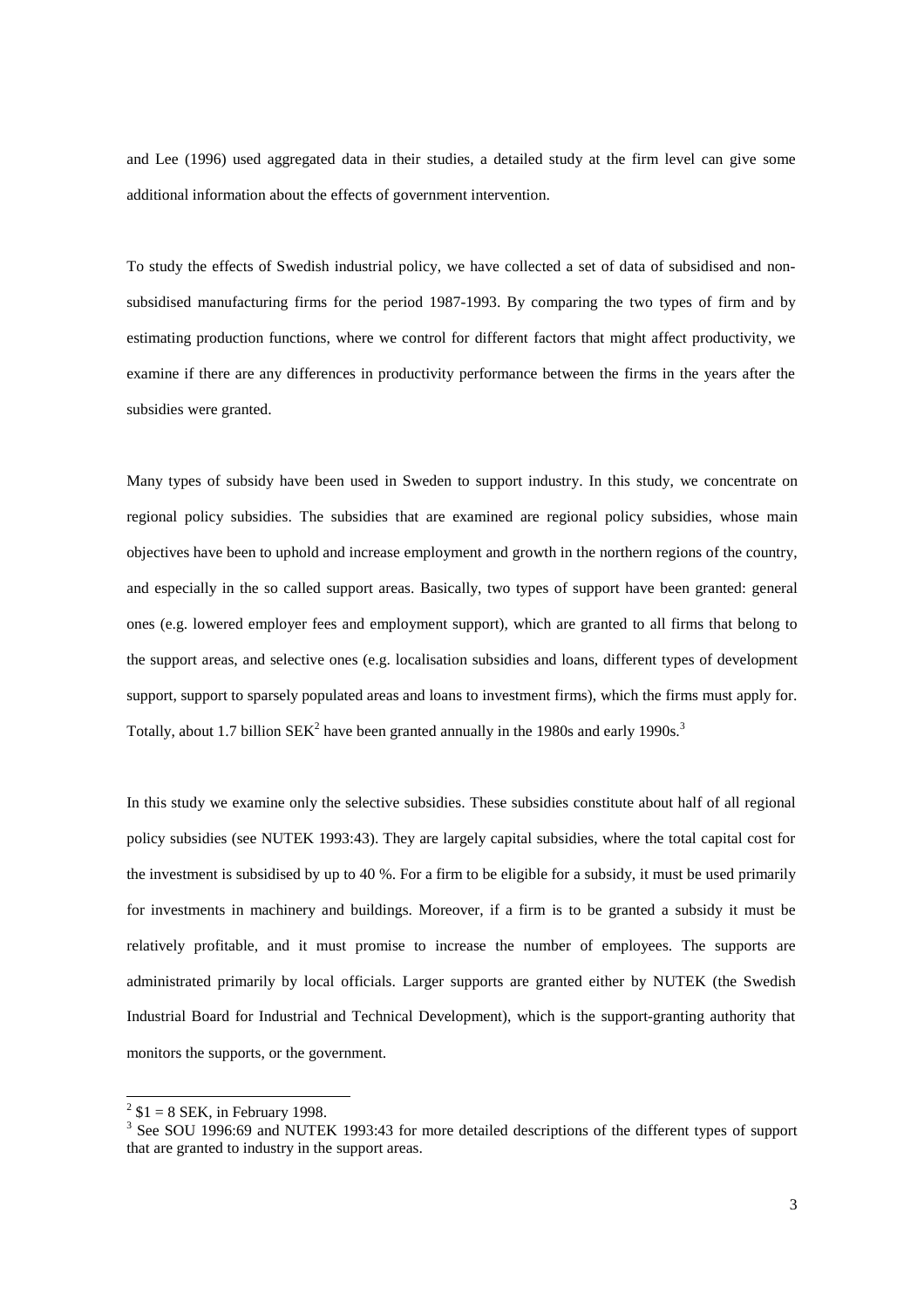and Lee (1996) used aggregated data in their studies, a detailed study at the firm level can give some additional information about the effects of government intervention.

To study the effects of Swedish industrial policy, we have collected a set of data of subsidised and non-subsidised manufacturing firms for the period 1987-1993. By comparing the two types of firm and by estimating production functions, where we control for different factors that might affect productivity, we examine if there are any differences in productivity performance between the firms in the years after the subsidies were granted.

Many types of subsidy have been used in Sweden to support industry. In this study, we concentrate on regional policy subsidies. The subsidies that are examined are regional policy subsidies, whose main objectives have been to uphold and increase employment and growth in the northern regions of the country, and especially in the so called support areas. Basically, two types of support have been granted: general ones (e.g. lowered employer fees and employment support), which are granted to all firms that belong to the support areas, and selective ones (e.g. localisation subsidies and loans, different types of development support, support to sparsely populated areas and loans to investment firms), which the firms must apply for. Totally, about 1.7 billion SEK[2] have been granted annually in the 1980s and early 1990s.[3]

In this study we examine only the selective subsidies. These subsidies constitute about half of all regional policy subsidies (see NUTEK 1993:43). They are largely capital subsidies, where the total capital cost for the investment is subsidised by up to 40 %. For a firm to be eligible for a subsidy, it must be used primarily for investments in machinery and buildings. Moreover, if a firm is to be granted a subsidy it must be relatively profitable, and it must promise to increase the number of employees. The supports are administrated primarily by local officials. Larger supports are granted either by NUTEK (the Swedish Industrial Board for Industrial and Technical Development), which is the support-granting authority that monitors the supports, or the government.

---

[2] $1 = 8 SEK, in February 1998.

[3] See SOU 1996:69 and NUTEK 1993:43 for more detailed descriptions of the different types of support that are granted to industry in the support areas.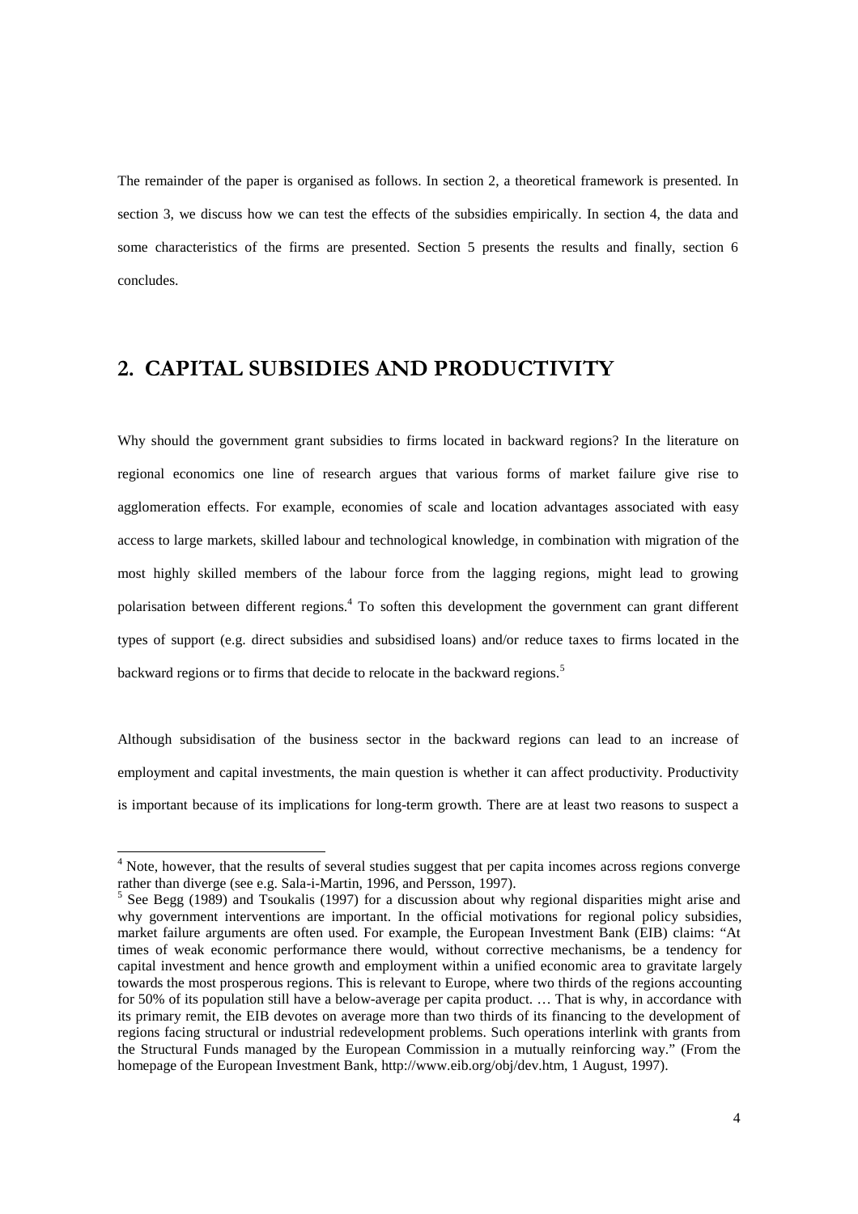The remainder of the paper is organised as follows. In section 2, a theoretical framework is presented. In section 3, we discuss how we can test the effects of the subsidies empirically. In section 4, the data and some characteristics of the firms are presented. Section 5 presents the results and finally, section 6 concludes.

## 2. CAPITAL SUBSIDIES AND PRODUCTIVITY

Why should the government grant subsidies to firms located in backward regions? In the literature on regional economics one line of research argues that various forms of market failure give rise to agglomeration effects. For example, economies of scale and location advantages associated with easy access to large markets, skilled labour and technological knowledge, in combination with migration of the most highly skilled members of the labour force from the lagging regions, might lead to growing polarisation between different regions.[4] To soften this development the government can grant different types of support (e.g. direct subsidies and subsidised loans) and/or reduce taxes to firms located in the backward regions or to firms that decide to relocate in the backward regions.[5]

Although subsidisation of the business sector in the backward regions can lead to an increase of employment and capital investments, the main question is whether it can affect productivity. Productivity is important because of its implications for long-term growth. There are at least two reasons to suspect a

---

[4] Note, however, that the results of several studies suggest that per capita incomes across regions converge rather than diverge (see e.g. Sala-i-Martin, 1996, and Persson, 1997).

[5] See Begg (1989) and Tsoukalis (1997) for a discussion about why regional disparities might arise and why government interventions are important. In the official motivations for regional policy subsidies, market failure arguments are often used. For example, the European Investment Bank (EIB) claims: "At times of weak economic performance there would, without corrective mechanisms, be a tendency for capital investment and hence growth and employment within a unified economic area to gravitate largely towards the most prosperous regions. This is relevant to Europe, where two thirds of the regions accounting for 50% of its population still have a below-average per capita product. … That is why, in accordance with its primary remit, the EIB devotes on average more than two thirds of its financing to the development of regions facing structural or industrial redevelopment problems. Such operations interlink with grants from the Structural Funds managed by the European Commission in a mutually reinforcing way." (From the homepage of the European Investment Bank, http://www.eib.org/obj/dev.htm, 1 August, 1997).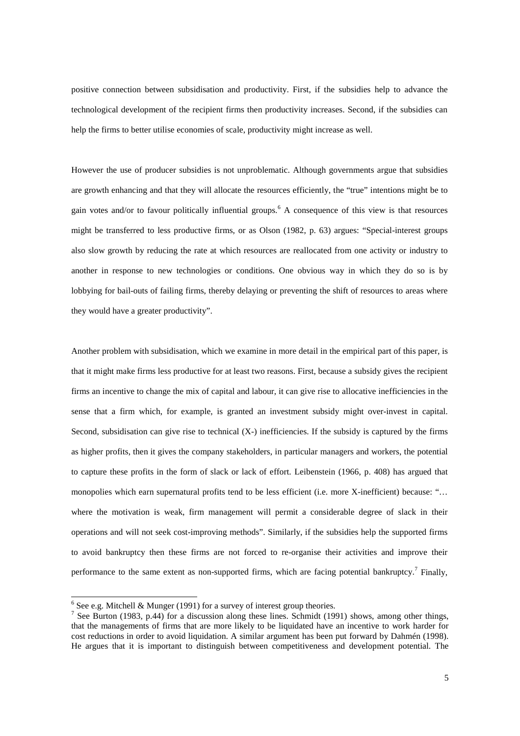positive connection between subsidisation and productivity. First, if the subsidies help to advance the technological development of the recipient firms then productivity increases. Second, if the subsidies can help the firms to better utilise economies of scale, productivity might increase as well.

However the use of producer subsidies is not unproblematic. Although governments argue that subsidies are growth enhancing and that they will allocate the resources efficiently, the "true" intentions might be to gain votes and/or to favour politically influential groups.[6] A consequence of this view is that resources might be transferred to less productive firms, or as Olson (1982, p. 63) argues: "Special-interest groups also slow growth by reducing the rate at which resources are reallocated from one activity or industry to another in response to new technologies or conditions. One obvious way in which they do so is by lobbying for bail-outs of failing firms, thereby delaying or preventing the shift of resources to areas where they would have a greater productivity".

Another problem with subsidisation, which we examine in more detail in the empirical part of this paper, is that it might make firms less productive for at least two reasons. First, because a subsidy gives the recipient firms an incentive to change the mix of capital and labour, it can give rise to allocative inefficiencies in the sense that a firm which, for example, is granted an investment subsidy might over-invest in capital. Second, subsidisation can give rise to technical (X-) inefficiencies. If the subsidy is captured by the firms as higher profits, then it gives the company stakeholders, in particular managers and workers, the potential to capture these profits in the form of slack or lack of effort. Leibenstein (1966, p. 408) has argued that monopolies which earn supernatural profits tend to be less efficient (i.e. more X-inefficient) because: "… where the motivation is weak, firm management will permit a considerable degree of slack in their operations and will not seek cost-improving methods". Similarly, if the subsidies help the supported firms to avoid bankruptcy then these firms are not forced to re-organise their activities and improve their performance to the same extent as non-supported firms, which are facing potential bankruptcy.[7] Finally,

[6] See e.g. Mitchell & Munger (1991) for a survey of interest group theories.

[7] See Burton (1983, p.44) for a discussion along these lines. Schmidt (1991) shows, among other things, that the managements of firms that are more likely to be liquidated have an incentive to work harder for cost reductions in order to avoid liquidation. A similar argument has been put forward by Dahmén (1998). He argues that it is important to distinguish between competitiveness and development potential. The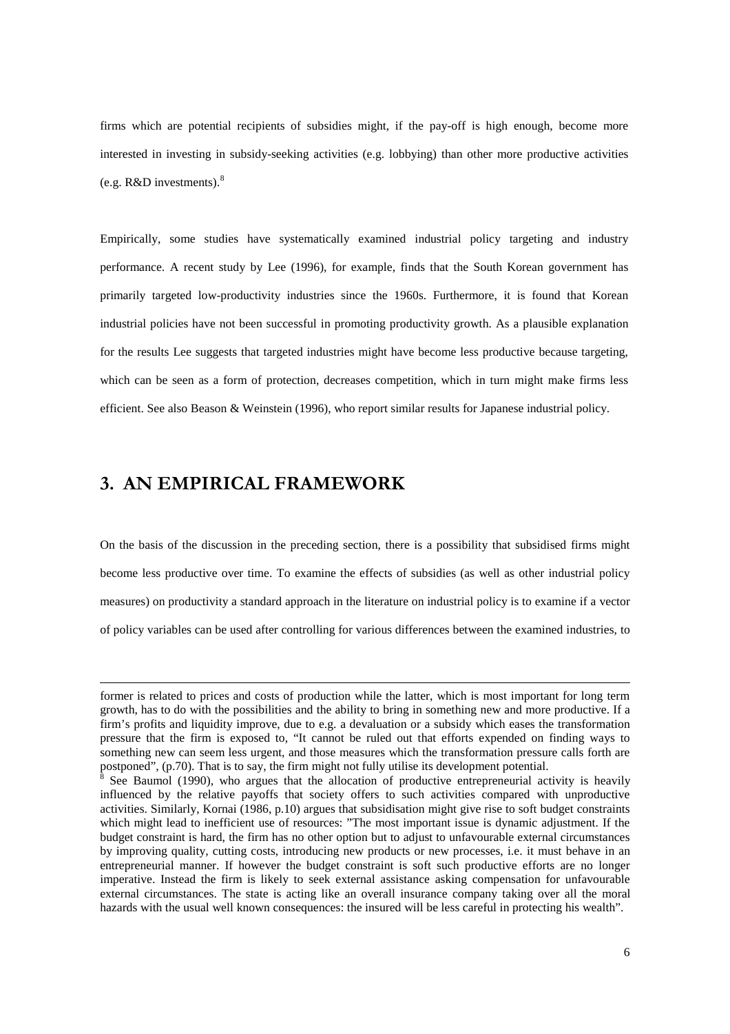firms which are potential recipients of subsidies might, if the pay-off is high enough, become more interested in investing in subsidy-seeking activities (e.g. lobbying) than other more productive activities (e.g. R&D investments).[8]

Empirically, some studies have systematically examined industrial policy targeting and industry performance. A recent study by Lee (1996), for example, finds that the South Korean government has primarily targeted low-productivity industries since the 1960s. Furthermore, it is found that Korean industrial policies have not been successful in promoting productivity growth. As a plausible explanation for the results Lee suggests that targeted industries might have become less productive because targeting, which can be seen as a form of protection, decreases competition, which in turn might make firms less efficient. See also Beason & Weinstein (1996), who report similar results for Japanese industrial policy.

## 3. AN EMPIRICAL FRAMEWORK

On the basis of the discussion in the preceding section, there is a possibility that subsidised firms might become less productive over time. To examine the effects of subsidies (as well as other industrial policy measures) on productivity a standard approach in the literature on industrial policy is to examine if a vector of policy variables can be used after controlling for various differences between the examined industries, to

---

former is related to prices and costs of production while the latter, which is most important for long term growth, has to do with the possibilities and the ability to bring in something new and more productive. If a firm's profits and liquidity improve, due to e.g. a devaluation or a subsidy which eases the transformation pressure that the firm is exposed to, "It cannot be ruled out that efforts expended on finding ways to something new can seem less urgent, and those measures which the transformation pressure calls forth are postponed", (p.70). That is to say, the firm might not fully utilise its development potential.

[8] See Baumol (1990), who argues that the allocation of productive entrepreneurial activity is heavily influenced by the relative payoffs that society offers to such activities compared with unproductive activities. Similarly, Kornai (1986, p.10) argues that subsidisation might give rise to soft budget constraints which might lead to inefficient use of resources: "The most important issue is dynamic adjustment. If the budget constraint is hard, the firm has no other option but to adjust to unfavourable external circumstances by improving quality, cutting costs, introducing new products or new processes, i.e. it must behave in an entrepreneurial manner. If however the budget constraint is soft such productive efforts are no longer imperative. Instead the firm is likely to seek external assistance asking compensation for unfavourable external circumstances. The state is acting like an overall insurance company taking over all the moral hazards with the usual well known consequences: the insured will be less careful in protecting his wealth".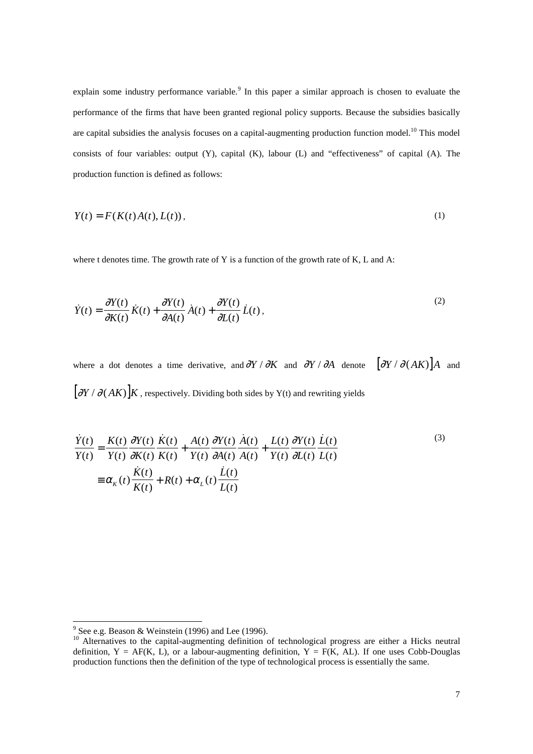explain some industry performance variable.[9] In this paper a similar approach is chosen to evaluate the performance of the firms that have been granted regional policy supports. Because the subsidies basically are capital subsidies the analysis focuses on a capital-augmenting production function model.[10] This model consists of four variables: output (Y), capital (K), labour (L) and "effectiveness" of capital (A). The production function is defined as follows:

$$Y(t) = F(K(t)A(t), L(t)), \tag{1}$$

where t denotes time. The growth rate of Y is a function of the growth rate of K, L and A:

$$\dot{Y}(t) = \frac{\partial Y(t)}{\partial K(t)}\dot{K}(t) + \frac{\partial Y(t)}{\partial A(t)}\dot{A}(t) + \frac{\partial Y(t)}{\partial L(t)}\dot{L}(t), \tag{2}$$

where a dot denotes a time derivative, and $\partial Y / \partial K$ and $\partial Y / \partial A$ denote $\left[\partial Y / \partial (AK)\right]A$ and $\left[\partial Y / \partial (AK)\right]K$, respectively. Dividing both sides by Y(t) and rewriting yields

$$\begin{aligned}\frac{\dot{Y}(t)}{Y(t)} &= \frac{K(t)}{Y(t)}\frac{\partial Y(t)}{\partial K(t)}\frac{\dot{K}(t)}{K(t)} + \frac{A(t)}{Y(t)}\frac{\partial Y(t)}{\partial A(t)}\frac{\dot{A}(t)}{A(t)} + \frac{L(t)}{Y(t)}\frac{\partial Y(t)}{\partial L(t)}\frac{\dot{L}(t)}{L(t)} \\ &\equiv \alpha_K(t)\frac{\dot{K}(t)}{K(t)} + R(t) + \alpha_L(t)\frac{\dot{L}(t)}{L(t)}\end{aligned} \tag{3}$$

---

[9] See e.g. Beason & Weinstein (1996) and Lee (1996).

[10] Alternatives to the capital-augmenting definition of technological progress are either a Hicks neutral definition, Y = AF(K, L), or a labour-augmenting definition, Y = F(K, AL). If one uses Cobb-Douglas production functions then the definition of the type of technological process is essentially the same.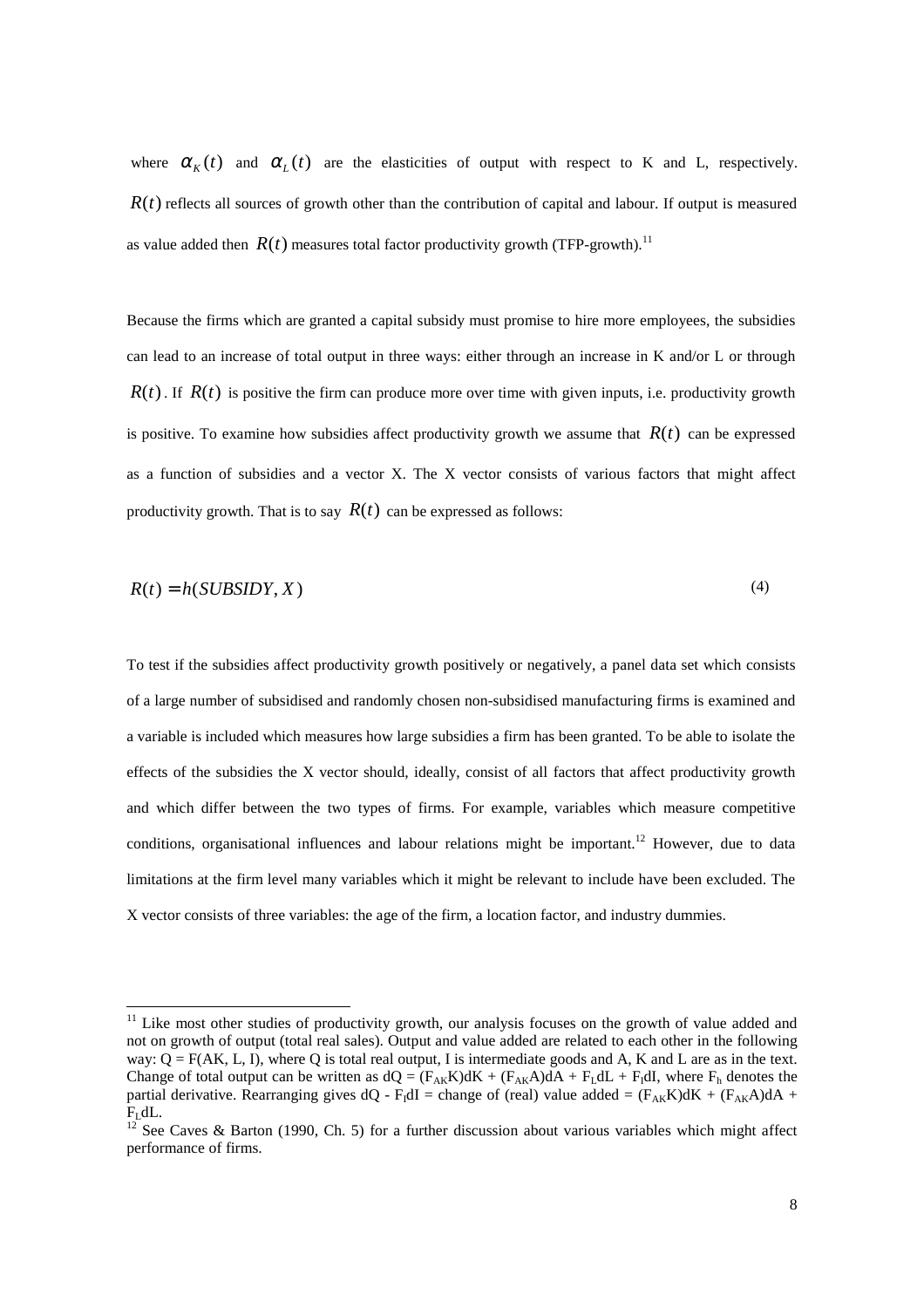where $\alpha_K(t)$ and $\alpha_L(t)$ are the elasticities of output with respect to K and L, respectively. $R(t)$ reflects all sources of growth other than the contribution of capital and labour. If output is measured as value added then $R(t)$ measures total factor productivity growth (TFP-growth).[11]

Because the firms which are granted a capital subsidy must promise to hire more employees, the subsidies can lead to an increase of total output in three ways: either through an increase in K and/or L or through $R(t)$. If $R(t)$ is positive the firm can produce more over time with given inputs, i.e. productivity growth is positive. To examine how subsidies affect productivity growth we assume that $R(t)$ can be expressed as a function of subsidies and a vector X. The X vector consists of various factors that might affect productivity growth. That is to say $R(t)$ can be expressed as follows:

$$R(t) = h(SUBSIDY, X) \tag{4}$$

To test if the subsidies affect productivity growth positively or negatively, a panel data set which consists of a large number of subsidised and randomly chosen non-subsidised manufacturing firms is examined and a variable is included which measures how large subsidies a firm has been granted. To be able to isolate the effects of the subsidies the X vector should, ideally, consist of all factors that affect productivity growth and which differ between the two types of firms. For example, variables which measure competitive conditions, organisational influences and labour relations might be important.[12] However, due to data limitations at the firm level many variables which it might be relevant to include have been excluded. The X vector consists of three variables: the age of the firm, a location factor, and industry dummies.

---

[11] Like most other studies of productivity growth, our analysis focuses on the growth of value added and not on growth of output (total real sales). Output and value added are related to each other in the following way: $Q = F(AK, L, I)$, where Q is total real output, I is intermediate goods and A, K and L are as in the text. Change of total output can be written as $dQ = (F_{AK}K)dK + (F_{AK}A)dA + F_L dL + F_I dI$, where $F_h$ denotes the partial derivative. Rearranging gives $dQ - F_I dI$ = change of (real) value added = $(F_{AK}K)dK + (F_{AK}A)dA + F_L dL$.

[12] See Caves & Barton (1990, Ch. 5) for a further discussion about various variables which might affect performance of firms.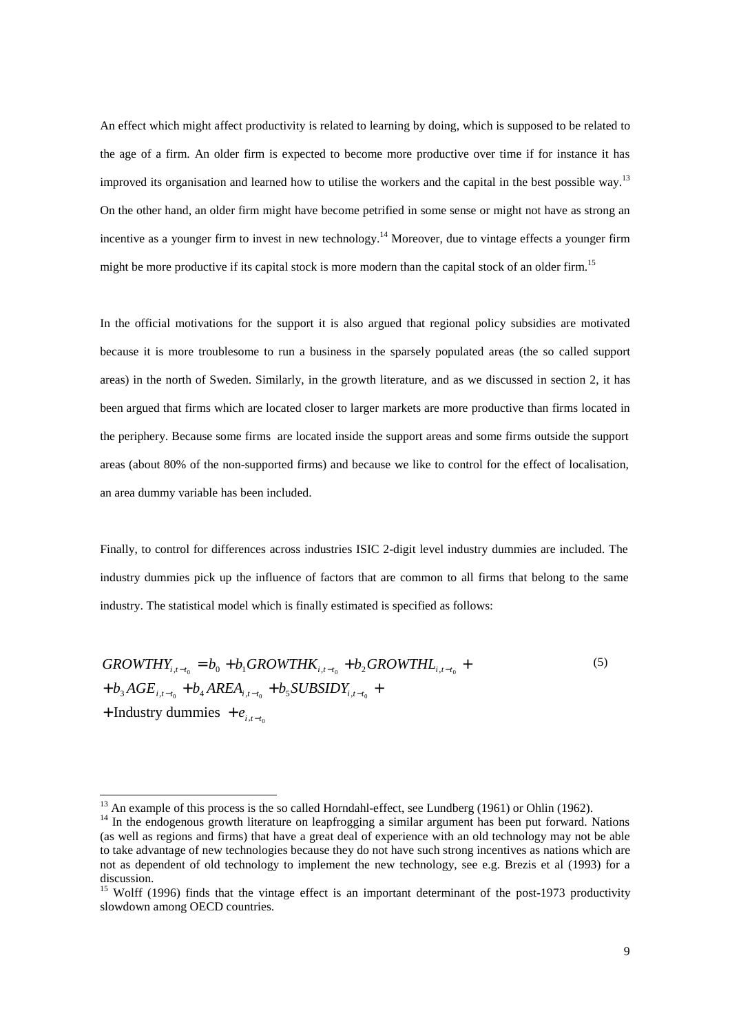An effect which might affect productivity is related to learning by doing, which is supposed to be related to the age of a firm. An older firm is expected to become more productive over time if for instance it has improved its organisation and learned how to utilise the workers and the capital in the best possible way.[13] On the other hand, an older firm might have become petrified in some sense or might not have as strong an incentive as a younger firm to invest in new technology.[14] Moreover, due to vintage effects a younger firm might be more productive if its capital stock is more modern than the capital stock of an older firm.[15]

In the official motivations for the support it is also argued that regional policy subsidies are motivated because it is more troublesome to run a business in the sparsely populated areas (the so called support areas) in the north of Sweden. Similarly, in the growth literature, and as we discussed in section 2, it has been argued that firms which are located closer to larger markets are more productive than firms located in the periphery. Because some firms are located inside the support areas and some firms outside the support areas (about 80% of the non-supported firms) and because we like to control for the effect of localisation, an area dummy variable has been included.

Finally, to control for differences across industries ISIC 2-digit level industry dummies are included. The industry dummies pick up the influence of factors that are common to all firms that belong to the same industry. The statistical model which is finally estimated is specified as follows:

$$
\begin{aligned}
GROWTHY_{i,t-t_0} &= b_0 + b_1 GROWTHK_{i,t-t_0} + b_2 GROWTHL_{i,t-t_0} + \\
&+ b_3 AGE_{i,t-t_0} + b_4 AREA_{i,t-t_0} + b_5 SUBSIDY_{i,t-t_0} + \\
&+ \text{Industry dummies } + e_{i,t-t_0}
\end{aligned} \tag{5}
$$

---

[13] An example of this process is the so called Horndahl-effect, see Lundberg (1961) or Ohlin (1962).

[14] In the endogenous growth literature on leapfrogging a similar argument has been put forward. Nations (as well as regions and firms) that have a great deal of experience with an old technology may not be able to take advantage of new technologies because they do not have such strong incentives as nations which are not as dependent of old technology to implement the new technology, see e.g. Brezis et al (1993) for a discussion.

[15] Wolff (1996) finds that the vintage effect is an important determinant of the post-1973 productivity slowdown among OECD countries.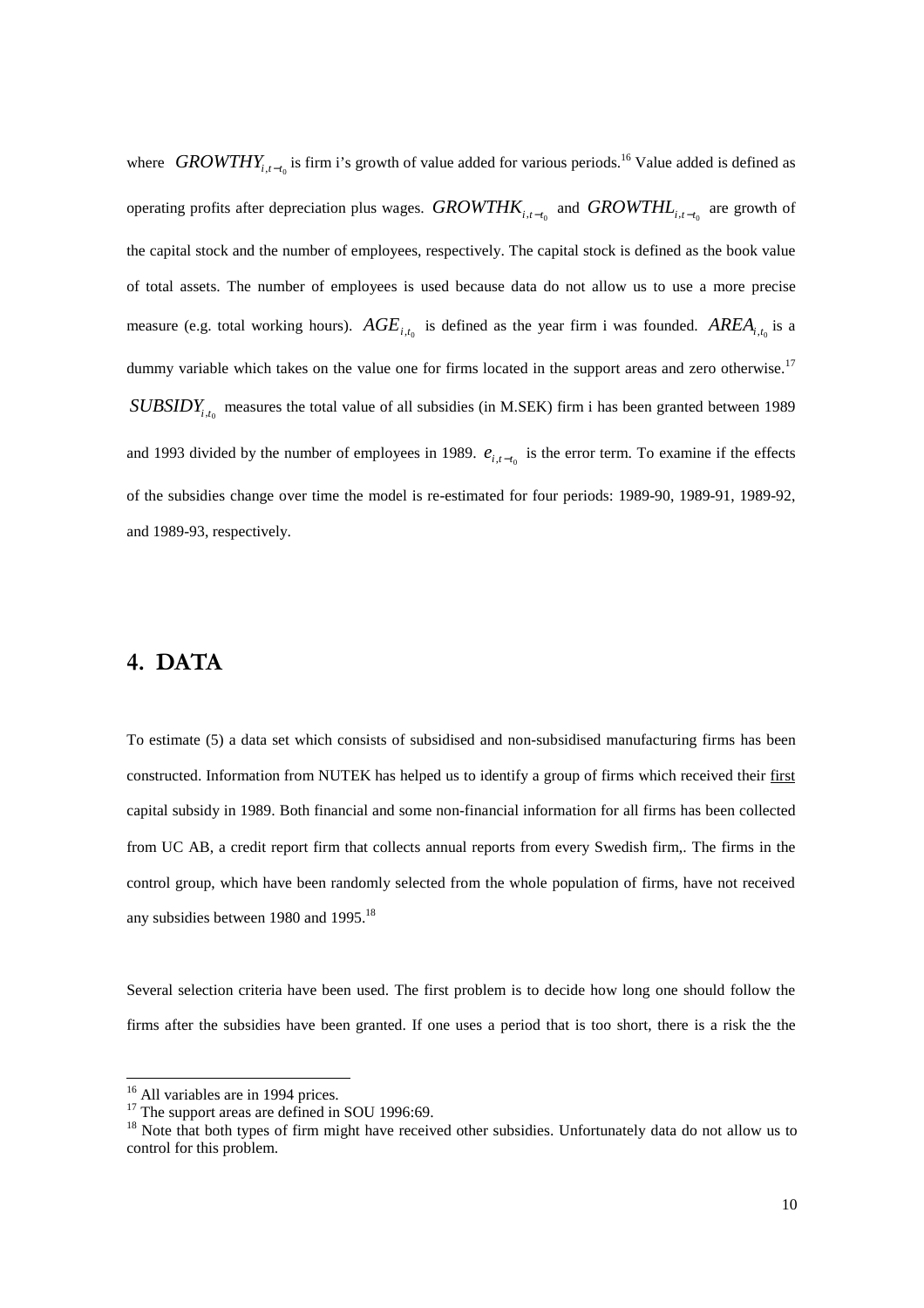where $GROWTHY_{i,t-t_0}$ is firm i's growth of value added for various periods.[16] Value added is defined as operating profits after depreciation plus wages. $GROWTHK_{i,t-t_0}$ and $GROWTHL_{i,t-t_0}$ are growth of the capital stock and the number of employees, respectively. The capital stock is defined as the book value of total assets. The number of employees is used because data do not allow us to use a more precise measure (e.g. total working hours). $AGE_{i,t_0}$ is defined as the year firm i was founded. $AREA_{i,t_0}$ is a dummy variable which takes on the value one for firms located in the support areas and zero otherwise.[17] $SUBSIDY_{i,t_0}$ measures the total value of all subsidies (in M.SEK) firm i has been granted between 1989 and 1993 divided by the number of employees in 1989. $e_{i,t-t_0}$ is the error term. To examine if the effects of the subsidies change over time the model is re-estimated for four periods: 1989-90, 1989-91, 1989-92, and 1989-93, respectively.

# 4. DATA

To estimate (5) a data set which consists of subsidised and non-subsidised manufacturing firms has been constructed. Information from NUTEK has helped us to identify a group of firms which received their <u>first</u> capital subsidy in 1989. Both financial and some non-financial information for all firms has been collected from UC AB, a credit report firm that collects annual reports from every Swedish firm,. The firms in the control group, which have been randomly selected from the whole population of firms, have not received any subsidies between 1980 and 1995.[18]

Several selection criteria have been used. The first problem is to decide how long one should follow the firms after the subsidies have been granted. If one uses a period that is too short, there is a risk the the

---

[16] All variables are in 1994 prices.

[17] The support areas are defined in SOU 1996:69.

[18] Note that both types of firm might have received other subsidies. Unfortunately data do not allow us to control for this problem.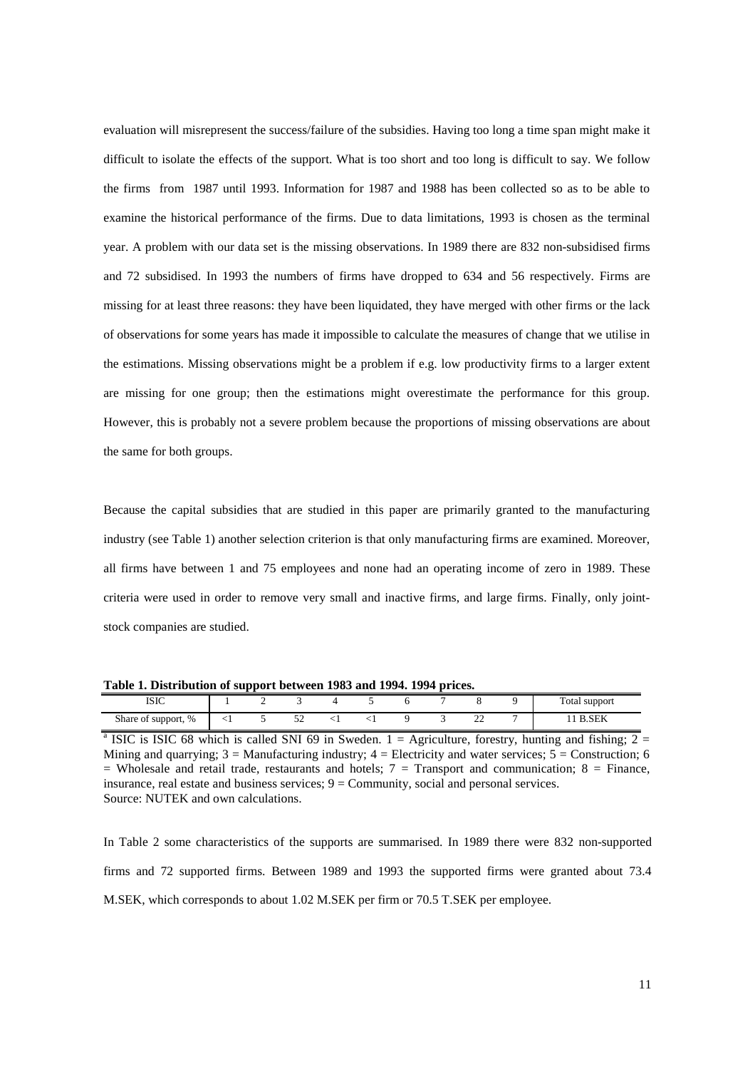evaluation will misrepresent the success/failure of the subsidies. Having too long a time span might make it difficult to isolate the effects of the support. What is too short and too long is difficult to say. We follow the firms from 1987 until 1993. Information for 1987 and 1988 has been collected so as to be able to examine the historical performance of the firms. Due to data limitations, 1993 is chosen as the terminal year. A problem with our data set is the missing observations. In 1989 there are 832 non-subsidised firms and 72 subsidised. In 1993 the numbers of firms have dropped to 634 and 56 respectively. Firms are missing for at least three reasons: they have been liquidated, they have merged with other firms or the lack of observations for some years has made it impossible to calculate the measures of change that we utilise in the estimations. Missing observations might be a problem if e.g. low productivity firms to a larger extent are missing for one group; then the estimations might overestimate the performance for this group. However, this is probably not a severe problem because the proportions of missing observations are about the same for both groups.

Because the capital subsidies that are studied in this paper are primarily granted to the manufacturing industry (see Table 1) another selection criterion is that only manufacturing firms are examined. Moreover, all firms have between 1 and 75 employees and none had an operating income of zero in 1989. These criteria were used in order to remove very small and inactive firms, and large firms. Finally, only joint-stock companies are studied.

**Table 1. Distribution of support between 1983 and 1994. 1994 prices.**

| ISIC | 1 | 2 | 3 | 4 | 5 | 6 | 7 | 8 | 9 | Total support |
|---|---|---|---|---|---|---|---|---|---|---|
| Share of support, % | <1 | 5 | 52 | <1 | <1 | 9 | 3 | 22 | 7 | 11 B.SEK |

[a] ISIC is ISIC 68 which is called SNI 69 in Sweden. 1 = Agriculture, forestry, hunting and fishing; 2 = Mining and quarrying; 3 = Manufacturing industry; 4 = Electricity and water services; 5 = Construction; 6 = Wholesale and retail trade, restaurants and hotels; 7 = Transport and communication; 8 = Finance, insurance, real estate and business services; 9 = Community, social and personal services.
Source: NUTEK and own calculations.

In Table 2 some characteristics of the supports are summarised. In 1989 there were 832 non-supported firms and 72 supported firms. Between 1989 and 1993 the supported firms were granted about 73.4 M.SEK, which corresponds to about 1.02 M.SEK per firm or 70.5 T.SEK per employee.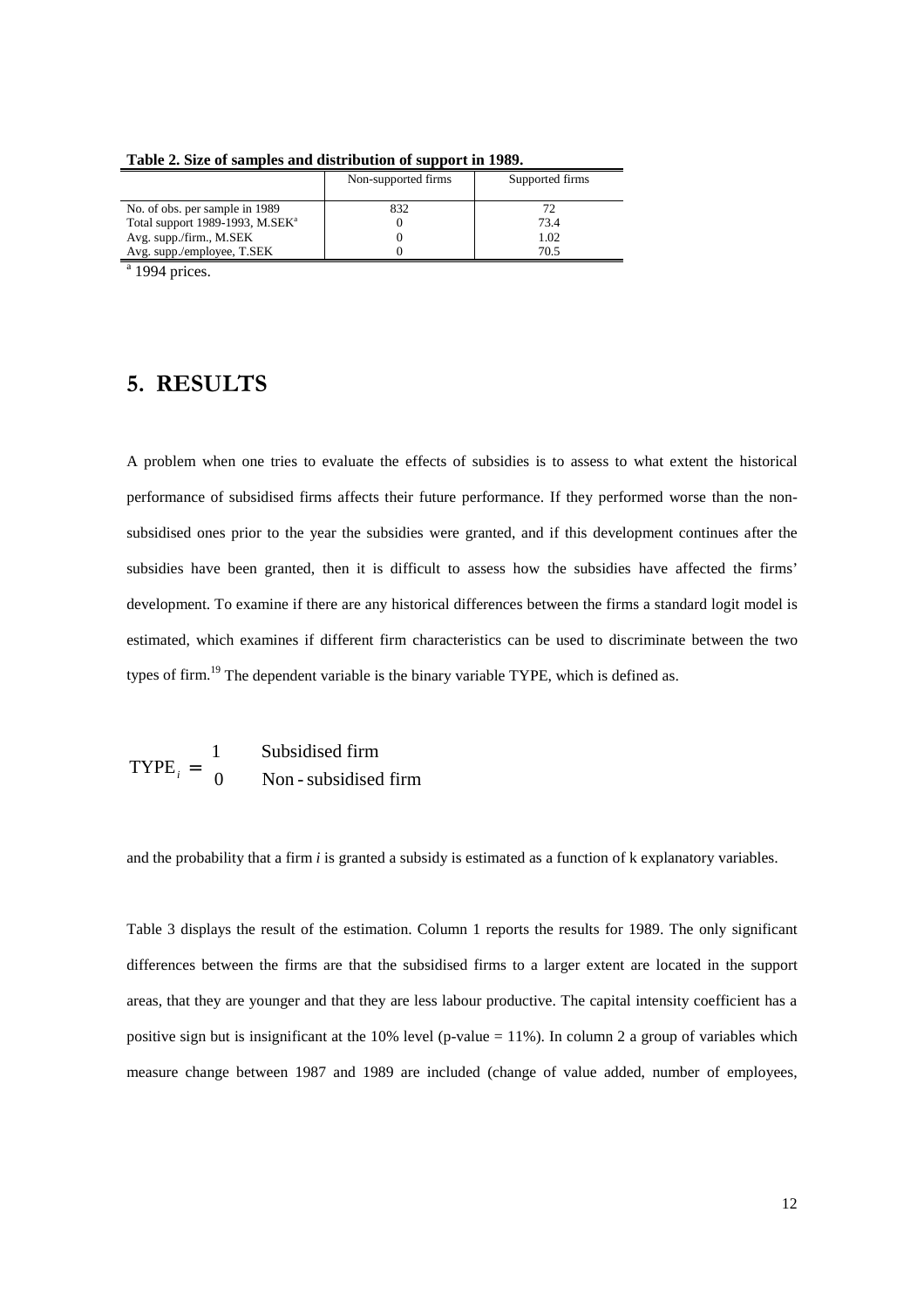**Table 2. Size of samples and distribution of support in 1989.**

| | Non-supported firms | Supported firms |
|---|---|---|
| No. of obs. per sample in 1989 | 832 | 72 |
| Total support 1989-1993, M.SEK[a] | 0 | 73.4 |
| Avg. supp./firm., M.SEK | 0 | 1.02 |
| Avg. supp./employee, T.SEK | 0 | 70.5 |

[a] 1994 prices.

## 5. RESULTS

A problem when one tries to evaluate the effects of subsidies is to assess to what extent the historical performance of subsidised firms affects their future performance. If they performed worse than the non-subsidised ones prior to the year the subsidies were granted, and if this development continues after the subsidies have been granted, then it is difficult to assess how the subsidies have affected the firms' development. To examine if there are any historical differences between the firms a standard logit model is estimated, which examines if different firm characteristics can be used to discriminate between the two types of firm.[19] The dependent variable is the binary variable TYPE, which is defined as.

$$\text{TYPE}_i = \begin{matrix} 1 & \text{Subsidised firm} \\ 0 & \text{Non-subsidised firm} \end{matrix}$$

and the probability that a firm *i* is granted a subsidy is estimated as a function of k explanatory variables.

Table 3 displays the result of the estimation. Column 1 reports the results for 1989. The only significant differences between the firms are that the subsidised firms to a larger extent are located in the support areas, that they are younger and that they are less labour productive. The capital intensity coefficient has a positive sign but is insignificant at the 10% level (p-value = 11%). In column 2 a group of variables which measure change between 1987 and 1989 are included (change of value added, number of employees,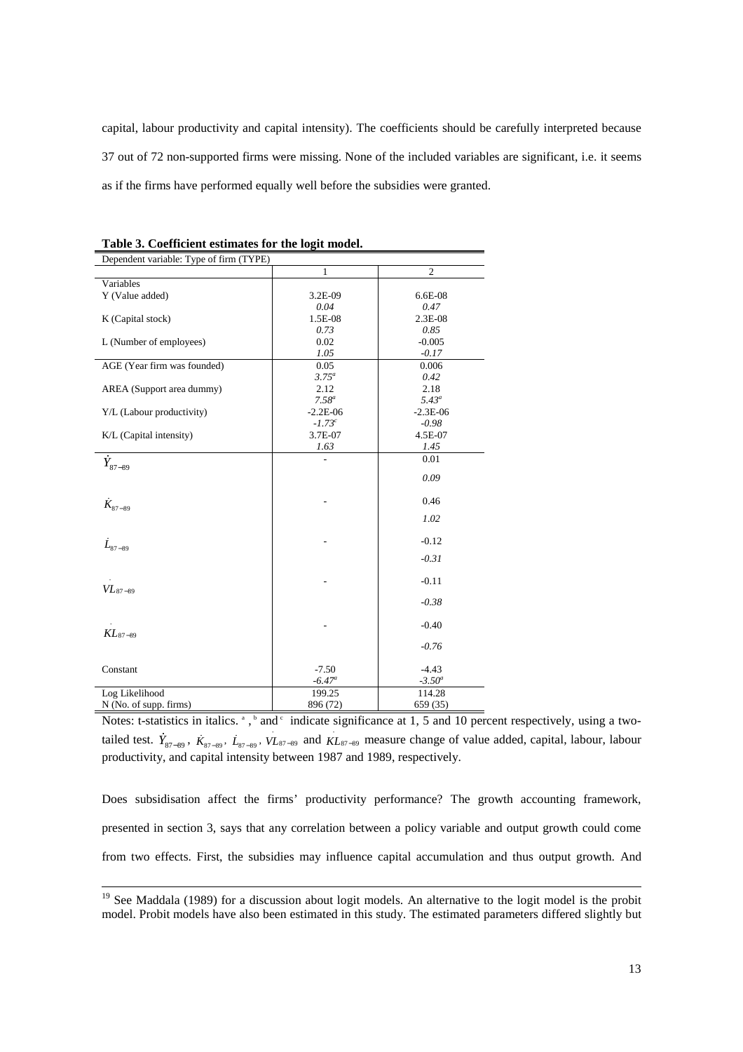capital, labour productivity and capital intensity). The coefficients should be carefully interpreted because 37 out of 72 non-supported firms were missing. None of the included variables are significant, i.e. it seems as if the firms have performed equally well before the subsidies were granted.

**Table 3. Coefficient estimates for the logit model.**

| Dependent variable: Type of firm (TYPE) | | |
|---|---|---|
| | 1 | 2 |
| Variables | | |
| Y (Value added) | 3.2E-09 | 6.6E-08 |
| | *0.04* | *0.47* |
| K (Capital stock) | 1.5E-08 | 2.3E-08 |
| | *0.73* | *0.85* |
| L (Number of employees) | 0.02 | -0.005 |
| | *1.05* | *-0.17* |
| AGE (Year firm was founded) | 0.05 | 0.006 |
| | *3.75*[a] | *0.42* |
| AREA (Support area dummy) | 2.12 | 2.18 |
| | *7.58*[a] | *5.43*[a] |
| Y/L (Labour productivity) | -2.2E-06 | -2.3E-06 |
| | *-1.73*[c] | *-0.98* |
| K/L (Capital intensity) | 3.7E-07 | 4.5E-07 |
| | *1.63* | *1.45* |
| $\dot{Y}_{87-89}$ | - | 0.01 |
| | | *0.09* |
| $\dot{K}_{87-89}$ | - | 0.46 |
| | | *1.02* |
| $\dot{L}_{87-89}$ | - | -0.12 |
| | | *-0.31* |
| $\dot{VL}_{87-89}$ | - | -0.11 |
| | | *-0.38* |
| $\dot{KL}_{87-89}$ | - | -0.40 |
| | | *-0.76* |
| Constant | -7.50 | -4.43 |
| | *-6.47*[a] | *-3.50*[a] |
| Log Likelihood | 199.25 | 114.28 |
| N (No. of supp. firms) | 896 (72) | 659 (35) |

Notes: t-statistics in italics. [a], [b] and [c] indicate significance at 1, 5 and 10 percent respectively, using a two-tailed test. $\dot{Y}_{87-89}$, $\dot{K}_{87-89}$, $\dot{L}_{87-89}$, $\dot{VL}_{87-89}$ and $\dot{KL}_{87-89}$ measure change of value added, capital, labour, labour productivity, and capital intensity between 1987 and 1989, respectively.

Does subsidisation affect the firms' productivity performance? The growth accounting framework, presented in section 3, says that any correlation between a policy variable and output growth could come from two effects. First, the subsidies may influence capital accumulation and thus output growth. And

[19] See Maddala (1989) for a discussion about logit models. An alternative to the logit model is the probit model. Probit models have also been estimated in this study. The estimated parameters differed slightly but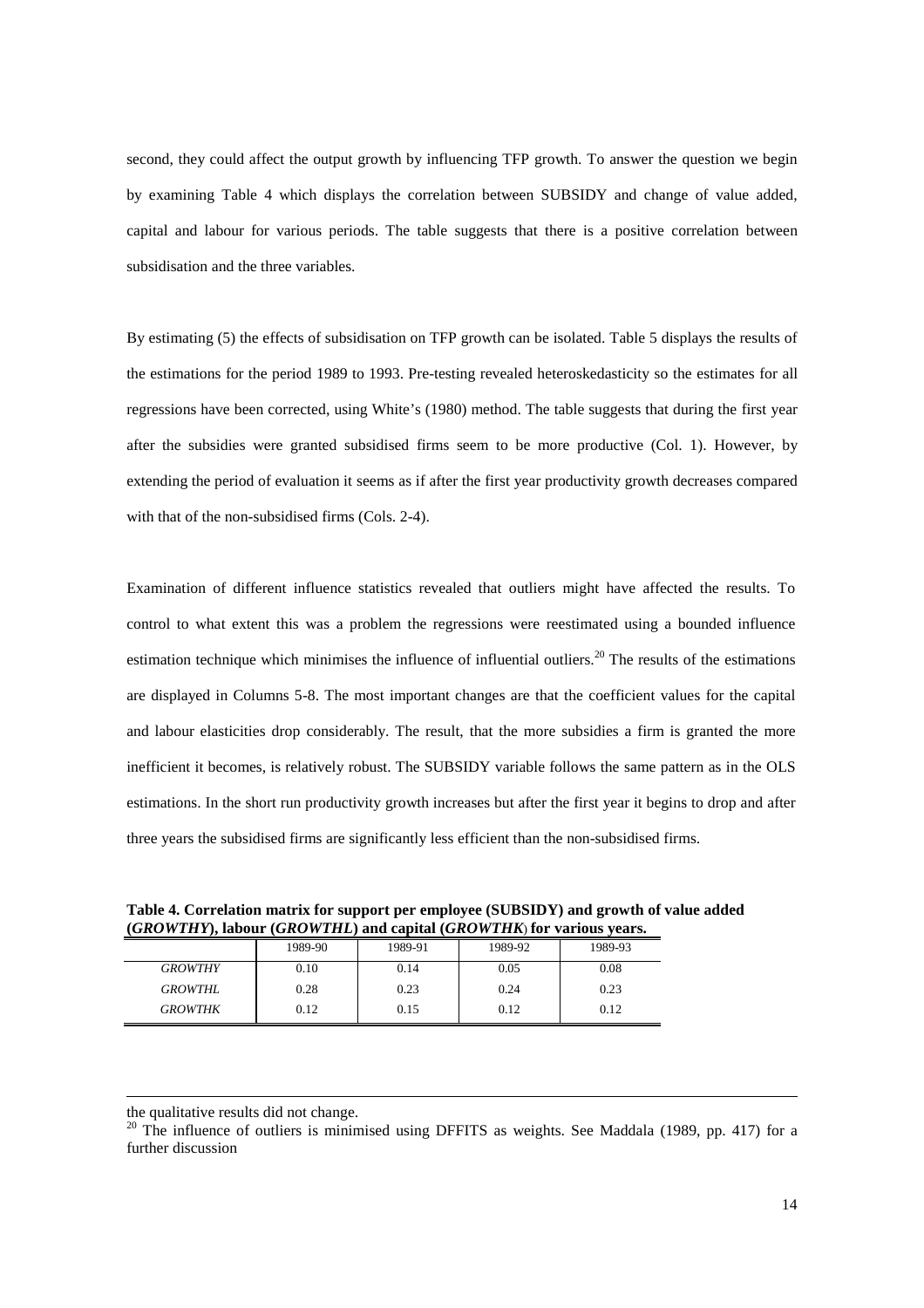second, they could affect the output growth by influencing TFP growth. To answer the question we begin by examining Table 4 which displays the correlation between SUBSIDY and change of value added, capital and labour for various periods. The table suggests that there is a positive correlation between subsidisation and the three variables.

By estimating (5) the effects of subsidisation on TFP growth can be isolated. Table 5 displays the results of the estimations for the period 1989 to 1993. Pre-testing revealed heteroskedasticity so the estimates for all regressions have been corrected, using White's (1980) method. The table suggests that during the first year after the subsidies were granted subsidised firms seem to be more productive (Col. 1). However, by extending the period of evaluation it seems as if after the first year productivity growth decreases compared with that of the non-subsidised firms (Cols. 2-4).

Examination of different influence statistics revealed that outliers might have affected the results. To control to what extent this was a problem the regressions were reestimated using a bounded influence estimation technique which minimises the influence of influential outliers.[20] The results of the estimations are displayed in Columns 5-8. The most important changes are that the coefficient values for the capital and labour elasticities drop considerably. The result, that the more subsidies a firm is granted the more inefficient it becomes, is relatively robust. The SUBSIDY variable follows the same pattern as in the OLS estimations. In the short run productivity growth increases but after the first year it begins to drop and after three years the subsidised firms are significantly less efficient than the non-subsidised firms.

**Table 4. Correlation matrix for support per employee (SUBSIDY) and growth of value added (*GROWTHY*), labour (*GROWTHL*) and capital (*GROWTHK*) for various years.**

| | 1989-90 | 1989-91 | 1989-92 | 1989-93 |
|---|---|---|---|---|
| *GROWTHY* | 0.10 | 0.14 | 0.05 | 0.08 |
| *GROWTHL* | 0.28 | 0.23 | 0.24 | 0.23 |
| *GROWTHK* | 0.12 | 0.15 | 0.12 | 0.12 |

---

the qualitative results did not change.

[20] The influence of outliers is minimised using DFFITS as weights. See Maddala (1989, pp. 417) for a further discussion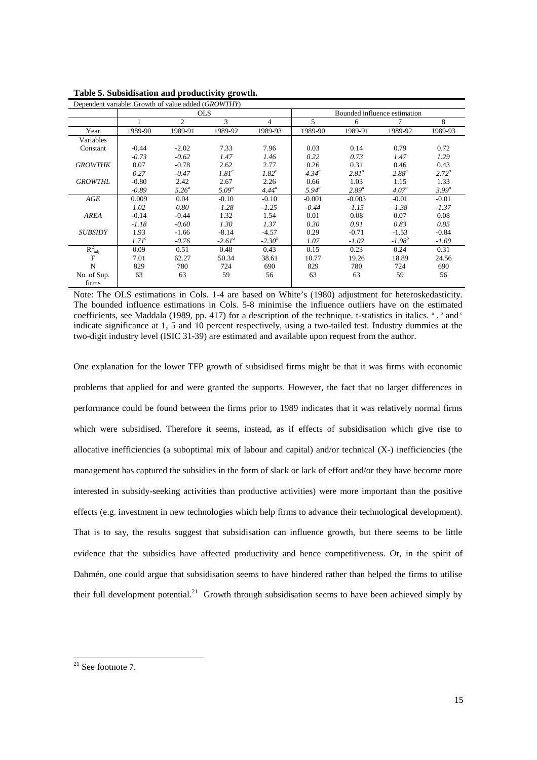**Table 5. Subsidisation and productivity growth.**

| Dependent variable: Growth of value added (*GROWTHY*) | | | | | | | | |
|---|---|---|---|---|---|---|---|---|
| | OLS | | | | Bounded influence estimation | | | |
| | 1 | 2 | 3 | 4 | 5 | 6 | 7 | 8 |
| Year | 1989-90 | 1989-91 | 1989-92 | 1989-93 | 1989-90 | 1989-91 | 1989-92 | 1989-93 |
| Variables | | | | | | | | |
| Constant | -0.44 | -2.02 | 7.33 | 7.96 | 0.03 | 0.14 | 0.79 | 0.72 |
| | *-0.73* | *-0.62* | *1.47* | *1.46* | *0.22* | *0.73* | *1.47* | *1.29* |
| *GROWTHK* | 0.07 | -0.78 | 2.62 | 2.77 | 0.26 | 0.31 | 0.46 | 0.43 |
| | *0.27* | *-0.47* | *1.81*[c] | *1.82*[c] | *4.34*[a] | *2.81*[a] | *2.88*[a] | *2.72*[a] |
| *GROWTHL* | -0.80 | 2.42 | 2.67 | 2.26 | 0.66 | 1.03 | 1.15 | 1.33 |
| | *-0.89* | *5.26*[a] | *5.09*[a] | *4.44*[a] | *5.94*[a] | *2.89*[a] | *4.07*[a] | *3.99*[a] |
| *AGE* | 0.009 | 0.04 | -0.10 | -0.10 | -0.001 | -0.003 | -0.01 | -0.01 |
| | *1.02* | *0.80* | *-1.28* | *-1.25* | *-0.44* | *-1.15* | *-1.38* | *-1.37* |
| *AREA* | -0.14 | -0.44 | 1.32 | 1.54 | 0.01 | 0.08 | 0.07 | 0.08 |
| | *-1.18* | *-0.60* | *1.30* | *1.37* | *0.30* | *0.91* | *0.83* | *0.85* |
| *SUBSIDY* | 1.93 | -1.66 | -8.14 | -4.57 | 0.29 | -0.71 | -1.53 | -0.84 |
| | *1.71*[c] | *-0.76* | *-2.61*[a] | *-2.30*[b] | *1.07* | *-1.02* | *-1.98*[b] | *-1.09* |
| $R^2_{adj}$ | 0.09 | 0.51 | 0.48 | 0.43 | 0.15 | 0.23 | 0.24 | 0.31 |
| F | 7.01 | 62.27 | 50.34 | 38.61 | 10.77 | 19.26 | 18.89 | 24.56 |
| N | 829 | 780 | 724 | 690 | 829 | 780 | 724 | 690 |
| No. of Sup. firms | 63 | 63 | 59 | 56 | 63 | 63 | 59 | 56 |

Note: The OLS estimations in Cols. 1-4 are based on White's (1980) adjustment for heteroskedasticity. The bounded influence estimations in Cols. 5-8 minimise the influence outliers have on the estimated coefficients, see Maddala (1989, pp. 417) for a description of the technique. t-statistics in italics. [a], [b] and [c] indicate significance at 1, 5 and 10 percent respectively, using a two-tailed test. Industry dummies at the two-digit industry level (ISIC 31-39) are estimated and available upon request from the author.

One explanation for the lower TFP growth of subsidised firms might be that it was firms with economic problems that applied for and were granted the supports. However, the fact that no larger differences in performance could be found between the firms prior to 1989 indicates that it was relatively normal firms which were subsidised. Therefore it seems, instead, as if effects of subsidisation which give rise to allocative inefficiencies (a suboptimal mix of labour and capital) and/or technical (X-) inefficiencies (the management has captured the subsidies in the form of slack or lack of effort and/or they have become more interested in subsidy-seeking activities than productive activities) were more important than the positive effects (e.g. investment in new technologies which help firms to advance their technological development). That is to say, the results suggest that subsidisation can influence growth, but there seems to be little evidence that the subsidies have affected productivity and hence competitiveness. Or, in the spirit of Dahmén, one could argue that subsidisation seems to have hindered rather than helped the firms to utilise their full development potential.[21] Growth through subsidisation seems to have been achieved simply by

---

[21] See footnote 7.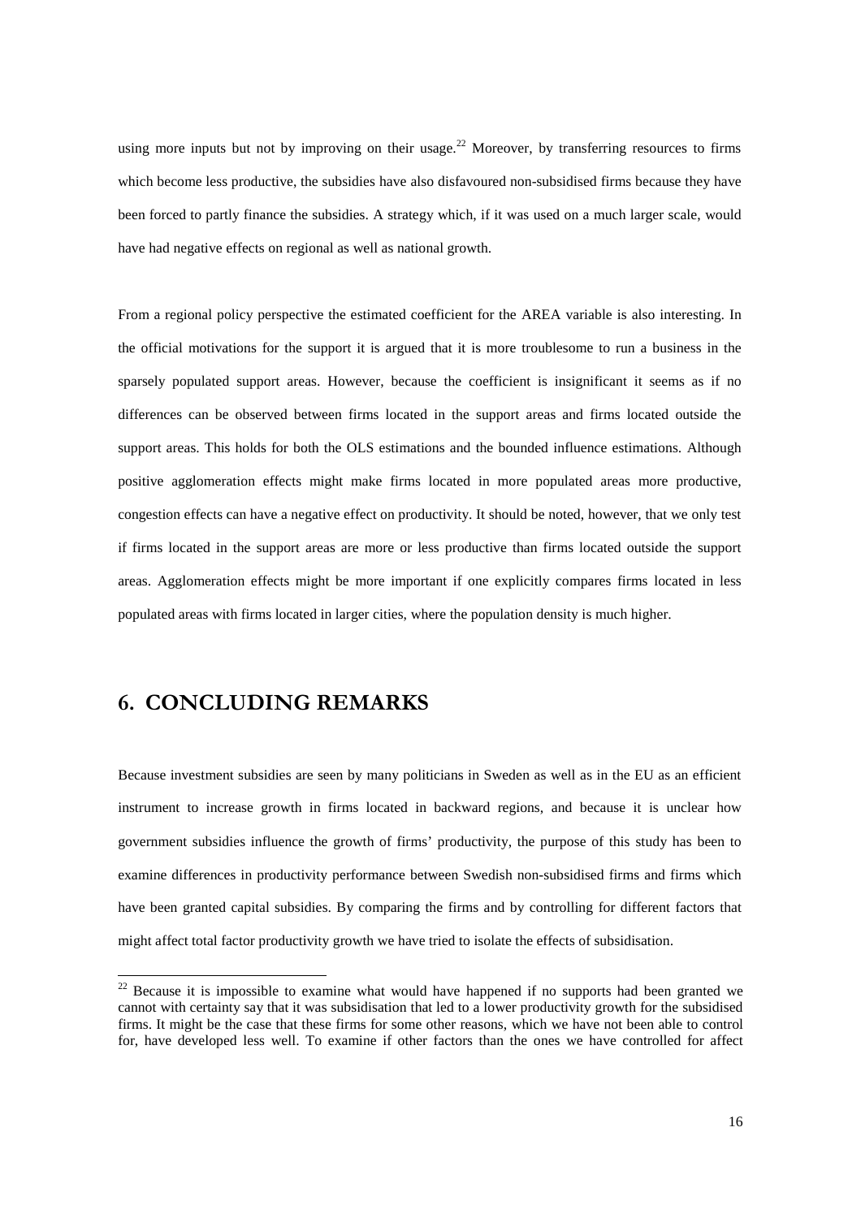using more inputs but not by improving on their usage.[22] Moreover, by transferring resources to firms which become less productive, the subsidies have also disfavoured non-subsidised firms because they have been forced to partly finance the subsidies. A strategy which, if it was used on a much larger scale, would have had negative effects on regional as well as national growth.

From a regional policy perspective the estimated coefficient for the AREA variable is also interesting. In the official motivations for the support it is argued that it is more troublesome to run a business in the sparsely populated support areas. However, because the coefficient is insignificant it seems as if no differences can be observed between firms located in the support areas and firms located outside the support areas. This holds for both the OLS estimations and the bounded influence estimations. Although positive agglomeration effects might make firms located in more populated areas more productive, congestion effects can have a negative effect on productivity. It should be noted, however, that we only test if firms located in the support areas are more or less productive than firms located outside the support areas. Agglomeration effects might be more important if one explicitly compares firms located in less populated areas with firms located in larger cities, where the population density is much higher.

## 6. CONCLUDING REMARKS

Because investment subsidies are seen by many politicians in Sweden as well as in the EU as an efficient instrument to increase growth in firms located in backward regions, and because it is unclear how government subsidies influence the growth of firms' productivity, the purpose of this study has been to examine differences in productivity performance between Swedish non-subsidised firms and firms which have been granted capital subsidies. By comparing the firms and by controlling for different factors that might affect total factor productivity growth we have tried to isolate the effects of subsidisation.

---

[22] Because it is impossible to examine what would have happened if no supports had been granted we cannot with certainty say that it was subsidisation that led to a lower productivity growth for the subsidised firms. It might be the case that these firms for some other reasons, which we have not been able to control for, have developed less well. To examine if other factors than the ones we have controlled for affect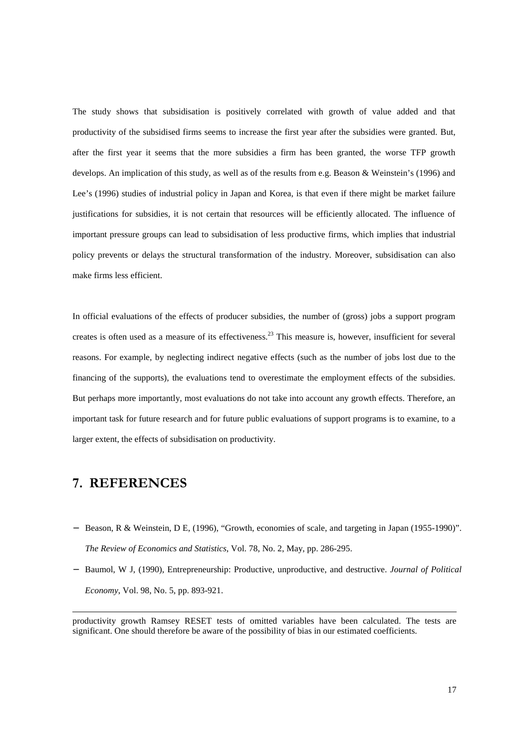The study shows that subsidisation is positively correlated with growth of value added and that productivity of the subsidised firms seems to increase the first year after the subsidies were granted. But, after the first year it seems that the more subsidies a firm has been granted, the worse TFP growth develops. An implication of this study, as well as of the results from e.g. Beason & Weinstein's (1996) and Lee's (1996) studies of industrial policy in Japan and Korea, is that even if there might be market failure justifications for subsidies, it is not certain that resources will be efficiently allocated. The influence of important pressure groups can lead to subsidisation of less productive firms, which implies that industrial policy prevents or delays the structural transformation of the industry. Moreover, subsidisation can also make firms less efficient.

In official evaluations of the effects of producer subsidies, the number of (gross) jobs a support program creates is often used as a measure of its effectiveness.[23] This measure is, however, insufficient for several reasons. For example, by neglecting indirect negative effects (such as the number of jobs lost due to the financing of the supports), the evaluations tend to overestimate the employment effects of the subsidies. But perhaps more importantly, most evaluations do not take into account any growth effects. Therefore, an important task for future research and for future public evaluations of support programs is to examine, to a larger extent, the effects of subsidisation on productivity.

# 7. REFERENCES

- Beason, R & Weinstein, D E, (1996), "Growth, economies of scale, and targeting in Japan (1955-1990)". *The Review of Economics and Statistics*, Vol. 78, No. 2, May, pp. 286-295.
- Baumol, W J, (1990), Entrepreneurship: Productive, unproductive, and destructive. *Journal of Political Economy*, Vol. 98, No. 5, pp. 893-921.

---

productivity growth Ramsey RESET tests of omitted variables have been calculated. The tests are significant. One should therefore be aware of the possibility of bias in our estimated coefficients.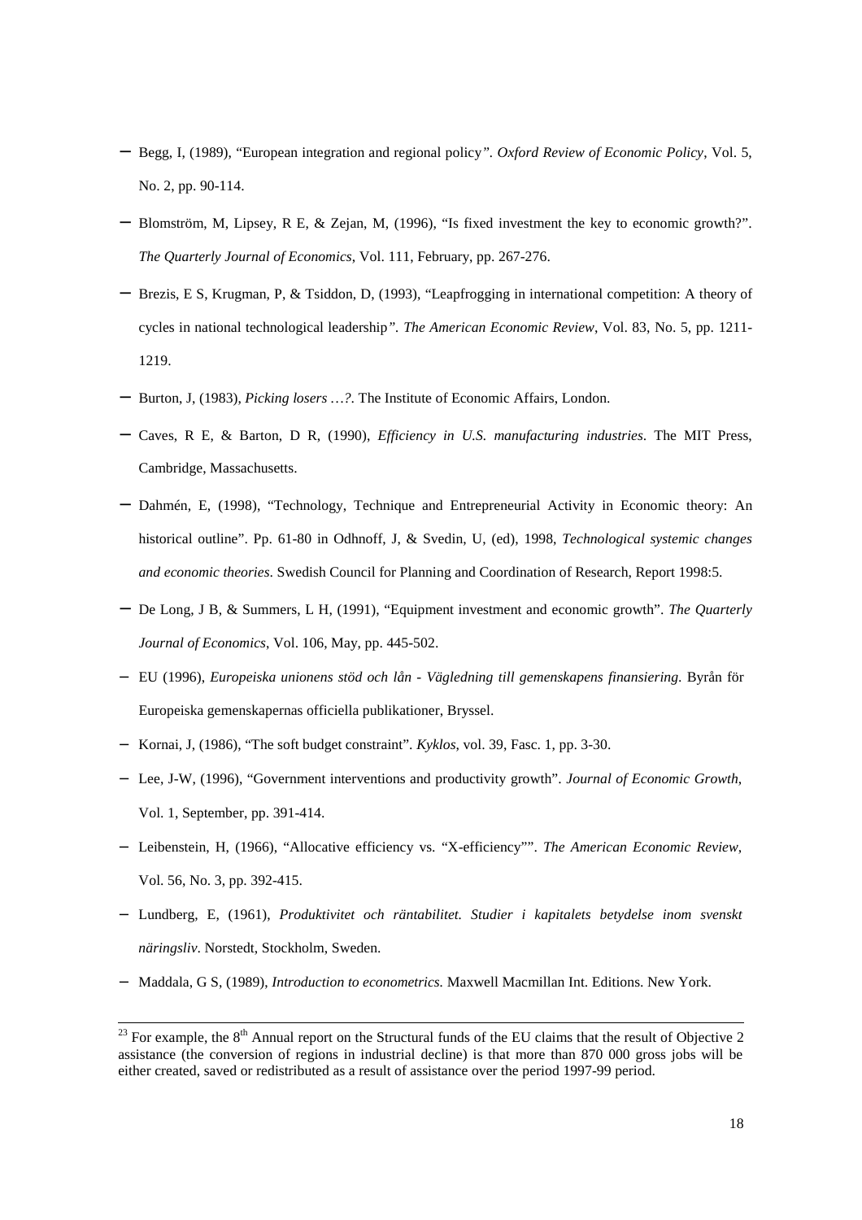- Begg, I, (1989), "European integration and regional policy". *Oxford Review of Economic Policy*, Vol. 5, No. 2, pp. 90-114.
- Blomström, M, Lipsey, R E, & Zejan, M, (1996), "Is fixed investment the key to economic growth?". *The Quarterly Journal of Economics*, Vol. 111, February, pp. 267-276.
- Brezis, E S, Krugman, P, & Tsiddon, D, (1993), "Leapfrogging in international competition: A theory of cycles in national technological leadership". *The American Economic Review*, Vol. 83, No. 5, pp. 1211-1219.
- Burton, J, (1983), *Picking losers …?*. The Institute of Economic Affairs, London.
- Caves, R E, & Barton, D R, (1990), *Efficiency in U.S. manufacturing industries*. The MIT Press, Cambridge, Massachusetts.
- Dahmén, E, (1998), "Technology, Technique and Entrepreneurial Activity in Economic theory: An historical outline". Pp. 61-80 in Odhnoff, J, & Svedin, U, (ed), 1998, *Technological systemic changes and economic theories*. Swedish Council for Planning and Coordination of Research, Report 1998:5.
- De Long, J B, & Summers, L H, (1991), "Equipment investment and economic growth". *The Quarterly Journal of Economics*, Vol. 106, May, pp. 445-502.
- EU (1996), *Europeiska unionens stöd och lån - Vägledning till gemenskapens finansiering*. Byrån för Europeiska gemenskapernas officiella publikationer, Bryssel.
- Kornai, J, (1986), "The soft budget constraint". *Kyklos*, vol. 39, Fasc. 1, pp. 3-30.
- Lee, J-W, (1996), "Government interventions and productivity growth". *Journal of Economic Growth*, Vol. 1, September, pp. 391-414.
- Leibenstein, H, (1966), "Allocative efficiency vs. "X-efficiency"". *The American Economic Review*, Vol. 56, No. 3, pp. 392-415.
- Lundberg, E, (1961), *Produktivitet och räntabilitet. Studier i kapitalets betydelse inom svenskt näringsliv*. Norstedt, Stockholm, Sweden.
- Maddala, G S, (1989), *Introduction to econometrics*. Maxwell Macmillan Int. Editions. New York.

---

[23] For example, the 8th Annual report on the Structural funds of the EU claims that the result of Objective 2 assistance (the conversion of regions in industrial decline) is that more than 870 000 gross jobs will be either created, saved or redistributed as a result of assistance over the period 1997-99 period.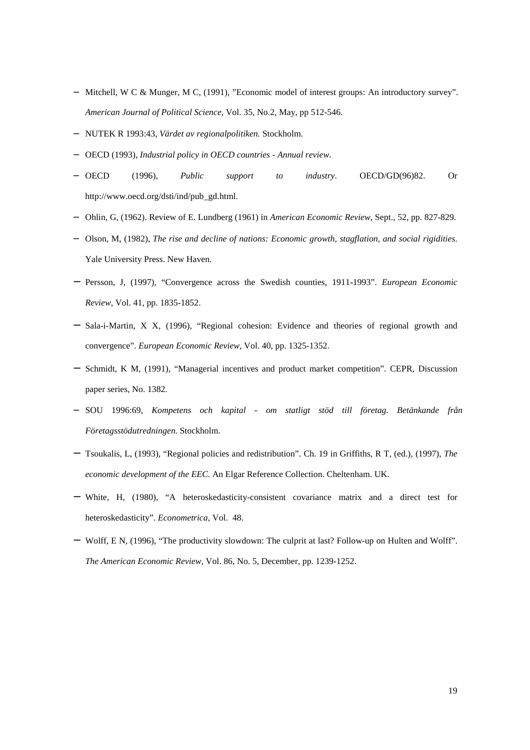- Mitchell, W C & Munger, M C, (1991), ”Economic model of interest groups: An introductory survey”. *American Journal of Political Science*, Vol. 35, No.2, May, pp 512-546.
- NUTEK R 1993:43, *Värdet av regionalpolitiken.* Stockholm.
- OECD (1993), *Industrial policy in OECD countries - Annual review*.
- OECD (1996), *Public support to industry*. OECD/GD(96)82. Or http://www.oecd.org/dsti/ind/pub_gd.html.
- Ohlin, G, (1962). Review of E. Lundberg (1961) in *American Economic Review*, Sept., 52, pp. 827-829.
- Olson, M, (1982), *The rise and decline of nations: Economic growth, stagflation, and social rigidities*. Yale University Press. New Haven.
- Persson, J, (1997), “Convergence across the Swedish counties, 1911-1993”. *European Economic Review*, Vol. 41, pp. 1835-1852.
- Sala-i-Martin, X X, (1996), “Regional cohesion: Evidence and theories of regional growth and convergence”. *European Economic Review*, Vol. 40, pp. 1325-1352.
- Schmidt, K M, (1991), “Managerial incentives and product market competition”. CEPR, Discussion paper series, No. 1382.
- SOU 1996:69, *Kompetens och kapital - om statligt stöd till företag. Betänkande från Företagsstödutredningen.* Stockholm.
- Tsoukalis, L, (1993), “Regional policies and redistribution”. Ch. 19 in Griffiths, R T, (ed.), (1997), *The economic development of the EEC.* An Elgar Reference Collection. Cheltenham. UK.
- White, H, (1980), “A heteroskedasticity-consistent covariance matrix and a direct test for heteroskedasticity”. *Econometrica*, Vol. 48.
- Wolff, E N, (1996), “The productivity slowdown: The culprit at last? Follow-up on Hulten and Wolff”. *The American Economic Review*, Vol. 86, No. 5, December, pp. 1239-1252.